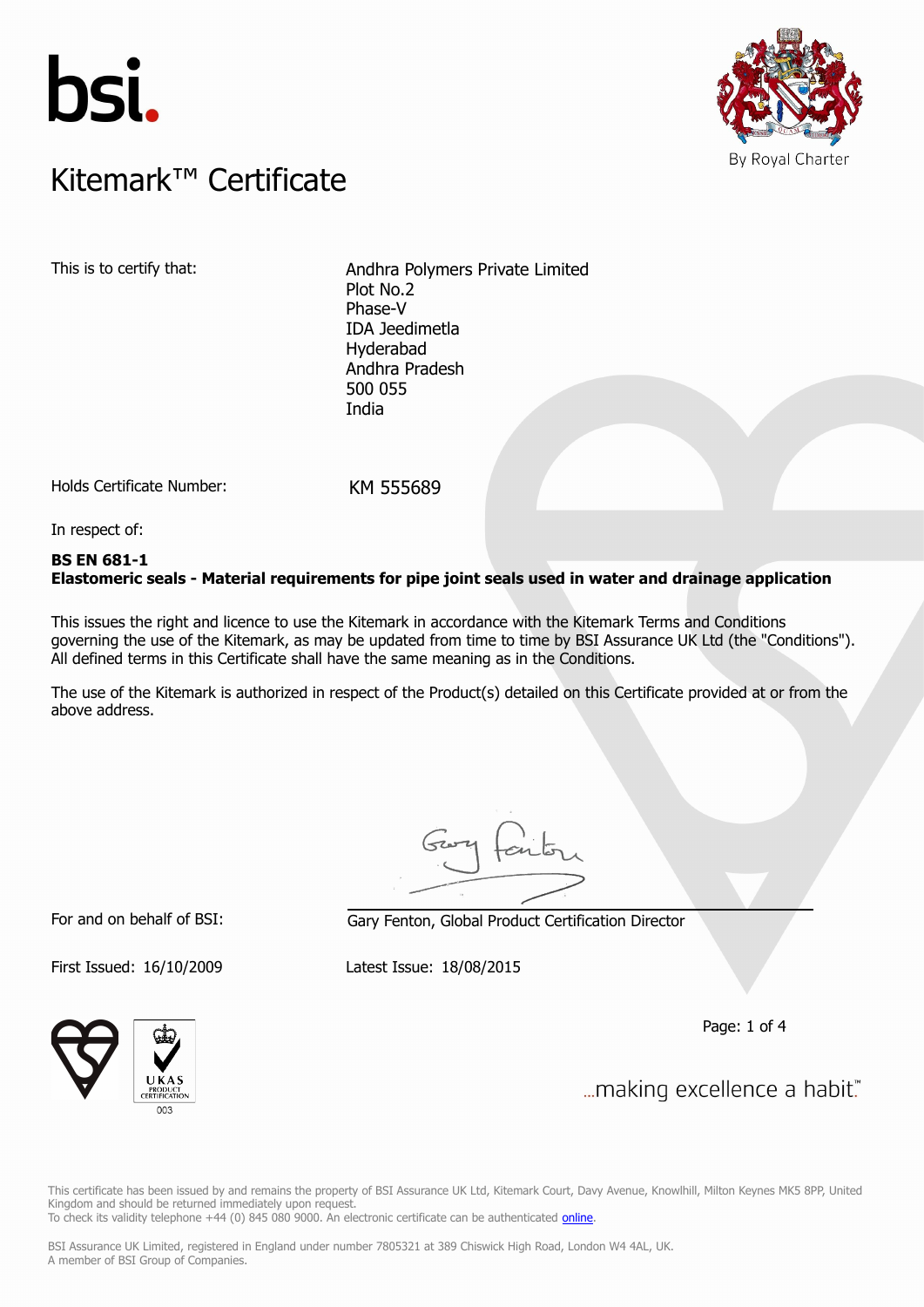bsi.

By Royal Charter

# Kitemark™ Certificate

This is to certify that:

Andhra Polymers Private Limited
Plot No.2
Phase-V
IDA Jeedimetla
Hyderabad
Andhra Pradesh
500 055
India

Holds Certificate Number: KM 555689

In respect of:

**BS EN 681-1**
**Elastomeric seals - Material requirements for pipe joint seals used in water and drainage application**

This issues the right and licence to use the Kitemark in accordance with the Kitemark Terms and Conditions governing the use of the Kitemark, as may be updated from time to time by BSI Assurance UK Ltd (the "Conditions"). All defined terms in this Certificate shall have the same meaning as in the Conditions.

The use of the Kitemark is authorized in respect of the Product(s) detailed on this Certificate provided at or from the above address.

For and on behalf of BSI: Gary Fenton, Global Product Certification Director

First Issued: 16/10/2009 Latest Issue: 18/08/2015

UKAS PRODUCT CERTIFICATION 003

...making excellence a habit.™

This certificate has been issued by and remains the property of BSI Assurance UK Ltd, Kitemark Court, Davy Avenue, Knowlhill, Milton Keynes MK5 8PP, United Kingdom and should be returned immediately upon request.
To check its validity telephone +44 (0) 845 080 9000. An electronic certificate can be authenticated online.

BSI Assurance UK Limited, registered in England under number 7805321 at 389 Chiswick High Road, London W4 4AL, UK.
A member of BSI Group of Companies.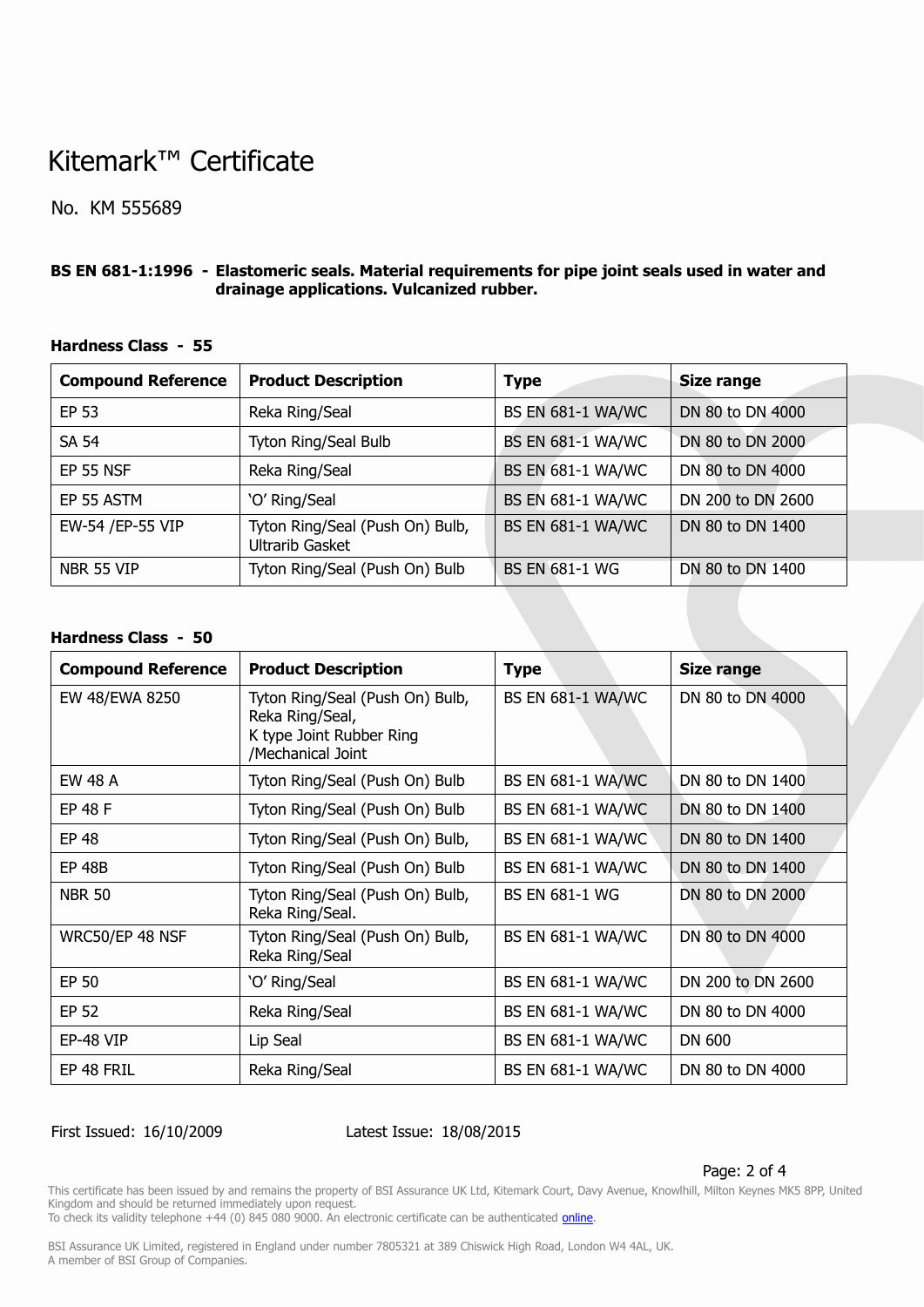# Kitemark™ Certificate

No. KM 555689

**BS EN 681-1:1996 - Elastomeric seals. Material requirements for pipe joint seals used in water and drainage applications. Vulcanized rubber.**

**Hardness Class - 55**

| Compound Reference | Product Description | Type | Size range |
|---|---|---|---|
| EP 53 | Reka Ring/Seal | BS EN 681-1 WA/WC | DN 80 to DN 4000 |
| SA 54 | Tyton Ring/Seal Bulb | BS EN 681-1 WA/WC | DN 80 to DN 2000 |
| EP 55 NSF | Reka Ring/Seal | BS EN 681-1 WA/WC | DN 80 to DN 4000 |
| EP 55 ASTM | 'O' Ring/Seal | BS EN 681-1 WA/WC | DN 200 to DN 2600 |
| EW-54 /EP-55 VIP | Tyton Ring/Seal (Push On) Bulb, Ultrarib Gasket | BS EN 681-1 WA/WC | DN 80 to DN 1400 |
| NBR 55 VIP | Tyton Ring/Seal (Push On) Bulb | BS EN 681-1 WG | DN 80 to DN 1400 |

**Hardness Class - 50**

| Compound Reference | Product Description | Type | Size range |
|---|---|---|---|
| EW 48/EWA 8250 | Tyton Ring/Seal (Push On) Bulb, Reka Ring/Seal, K type Joint Rubber Ring /Mechanical Joint | BS EN 681-1 WA/WC | DN 80 to DN 4000 |
| EW 48 A | Tyton Ring/Seal (Push On) Bulb | BS EN 681-1 WA/WC | DN 80 to DN 1400 |
| EP 48 F | Tyton Ring/Seal (Push On) Bulb | BS EN 681-1 WA/WC | DN 80 to DN 1400 |
| EP 48 | Tyton Ring/Seal (Push On) Bulb, | BS EN 681-1 WA/WC | DN 80 to DN 1400 |
| EP 48B | Tyton Ring/Seal (Push On) Bulb | BS EN 681-1 WA/WC | DN 80 to DN 1400 |
| NBR 50 | Tyton Ring/Seal (Push On) Bulb, Reka Ring/Seal. | BS EN 681-1 WG | DN 80 to DN 2000 |
| WRC50/EP 48 NSF | Tyton Ring/Seal (Push On) Bulb, Reka Ring/Seal | BS EN 681-1 WA/WC | DN 80 to DN 4000 |
| EP 50 | 'O' Ring/Seal | BS EN 681-1 WA/WC | DN 200 to DN 2600 |
| EP 52 | Reka Ring/Seal | BS EN 681-1 WA/WC | DN 80 to DN 4000 |
| EP-48 VIP | Lip Seal | BS EN 681-1 WA/WC | DN 600 |
| EP 48 FRIL | Reka Ring/Seal | BS EN 681-1 WA/WC | DN 80 to DN 4000 |

First Issued: 16/10/2009 Latest Issue: 18/08/2015

This certificate has been issued by and remains the property of BSI Assurance UK Ltd, Kitemark Court, Davy Avenue, Knowlhill, Milton Keynes MK5 8PP, United Kingdom and should be returned immediately upon request.
To check its validity telephone +44 (0) 845 080 9000. An electronic certificate can be authenticated online.

BSI Assurance UK Limited, registered in England under number 7805321 at 389 Chiswick High Road, London W4 4AL, UK.
A member of BSI Group of Companies.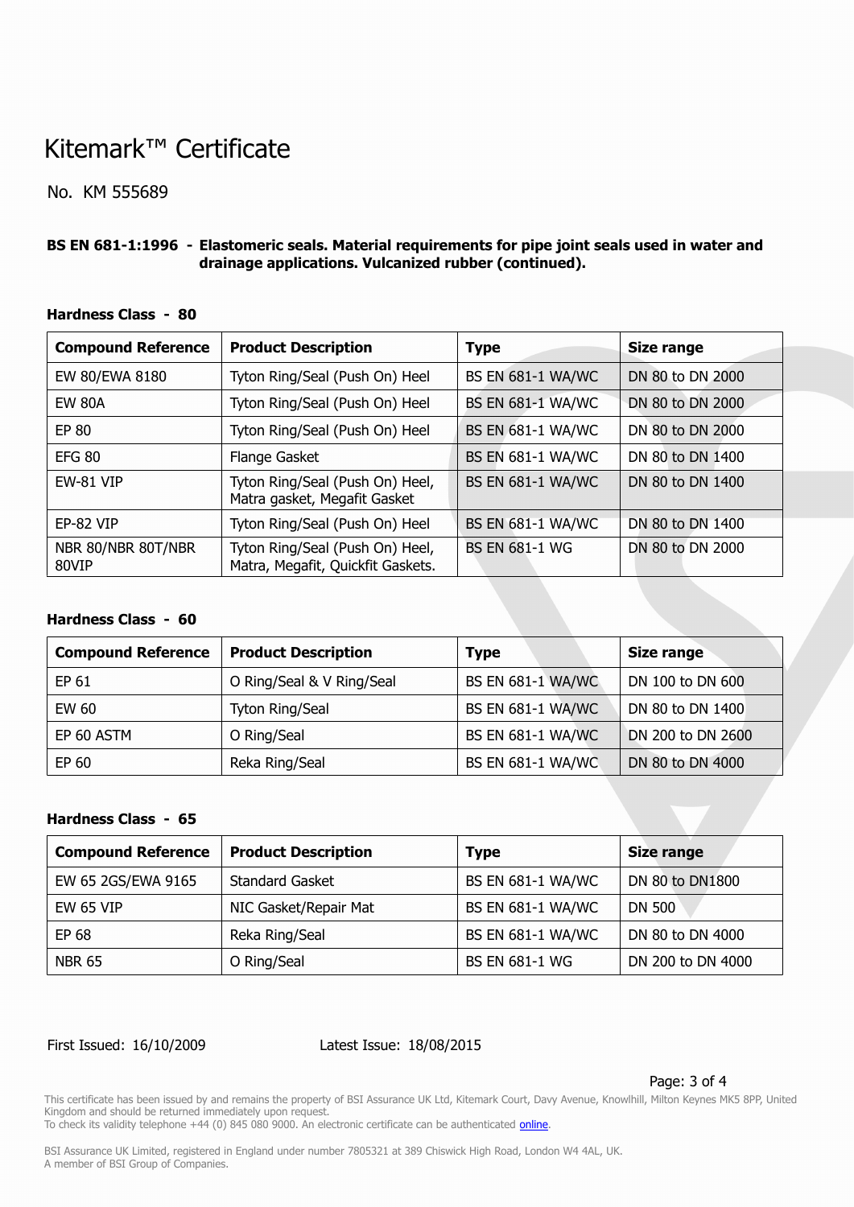# Kitemark™ Certificate

No. KM 555689

**BS EN 681-1:1996 - Elastomeric seals. Material requirements for pipe joint seals used in water and drainage applications. Vulcanized rubber (continued).**

**Hardness Class - 80**

| Compound Reference | Product Description | Type | Size range |
|---|---|---|---|
| EW 80/EWA 8180 | Tyton Ring/Seal (Push On) Heel | BS EN 681-1 WA/WC | DN 80 to DN 2000 |
| EW 80A | Tyton Ring/Seal (Push On) Heel | BS EN 681-1 WA/WC | DN 80 to DN 2000 |
| EP 80 | Tyton Ring/Seal (Push On) Heel | BS EN 681-1 WA/WC | DN 80 to DN 2000 |
| EFG 80 | Flange Gasket | BS EN 681-1 WA/WC | DN 80 to DN 1400 |
| EW-81 VIP | Tyton Ring/Seal (Push On) Heel, Matra gasket, Megafit Gasket | BS EN 681-1 WA/WC | DN 80 to DN 1400 |
| EP-82 VIP | Tyton Ring/Seal (Push On) Heel | BS EN 681-1 WA/WC | DN 80 to DN 1400 |
| NBR 80/NBR 80T/NBR 80VIP | Tyton Ring/Seal (Push On) Heel, Matra, Megafit, Quickfit Gaskets. | BS EN 681-1 WG | DN 80 to DN 2000 |

**Hardness Class - 60**

| Compound Reference | Product Description | Type | Size range |
|---|---|---|---|
| EP 61 | O Ring/Seal & V Ring/Seal | BS EN 681-1 WA/WC | DN 100 to DN 600 |
| EW 60 | Tyton Ring/Seal | BS EN 681-1 WA/WC | DN 80 to DN 1400 |
| EP 60 ASTM | O Ring/Seal | BS EN 681-1 WA/WC | DN 200 to DN 2600 |
| EP 60 | Reka Ring/Seal | BS EN 681-1 WA/WC | DN 80 to DN 4000 |

**Hardness Class - 65**

| Compound Reference | Product Description | Type | Size range |
|---|---|---|---|
| EW 65 2GS/EWA 9165 | Standard Gasket | BS EN 681-1 WA/WC | DN 80 to DN1800 |
| EW 65 VIP | NIC Gasket/Repair Mat | BS EN 681-1 WA/WC | DN 500 |
| EP 68 | Reka Ring/Seal | BS EN 681-1 WA/WC | DN 80 to DN 4000 |
| NBR 65 | O Ring/Seal | BS EN 681-1 WG | DN 200 to DN 4000 |

First Issued: 16/10/2009 Latest Issue: 18/08/2015

This certificate has been issued by and remains the property of BSI Assurance UK Ltd, Kitemark Court, Davy Avenue, Knowlhill, Milton Keynes MK5 8PP, United Kingdom and should be returned immediately upon request.
To check its validity telephone +44 (0) 845 080 9000. An electronic certificate can be authenticated online.

BSI Assurance UK Limited, registered in England under number 7805321 at 389 Chiswick High Road, London W4 4AL, UK.
A member of BSI Group of Companies.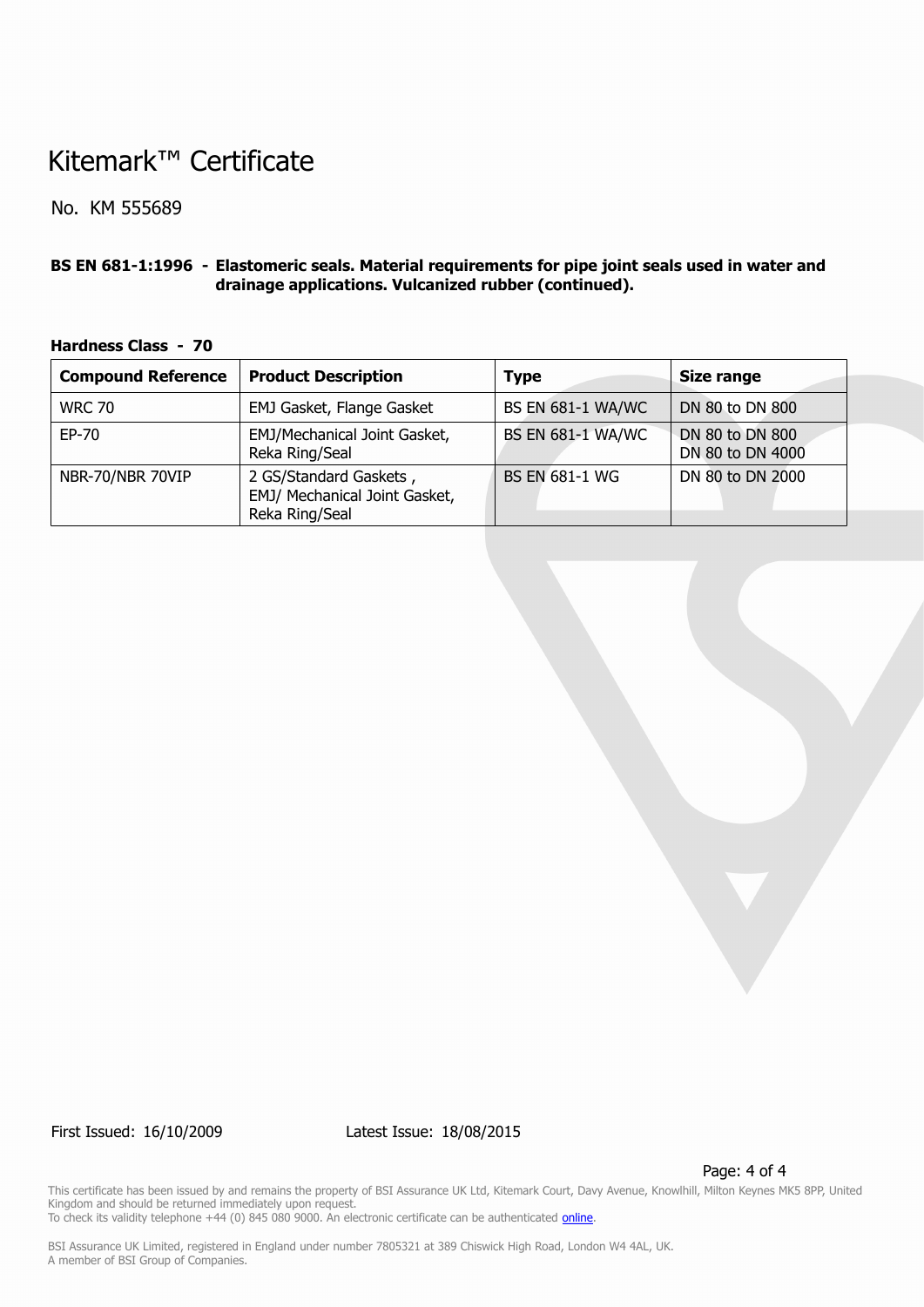# Kitemark™ Certificate

No. KM 555689

**BS EN 681-1:1996 - Elastomeric seals. Material requirements for pipe joint seals used in water and drainage applications. Vulcanized rubber (continued).**

**Hardness Class - 70**

| Compound Reference | Product Description | Type | Size range |
|---|---|---|---|
| WRC 70 | EMJ Gasket, Flange Gasket | BS EN 681-1 WA/WC | DN 80 to DN 800 |
| EP-70 | EMJ/Mechanical Joint Gasket, Reka Ring/Seal | BS EN 681-1 WA/WC | DN 80 to DN 800<br>DN 80 to DN 4000 |
| NBR-70/NBR 70VIP | 2 GS/Standard Gaskets , EMJ/ Mechanical Joint Gasket, Reka Ring/Seal | BS EN 681-1 WG | DN 80 to DN 2000 |

First Issued: 16/10/2009 Latest Issue: 18/08/2015

This certificate has been issued by and remains the property of BSI Assurance UK Ltd, Kitemark Court, Davy Avenue, Knowlhill, Milton Keynes MK5 8PP, United Kingdom and should be returned immediately upon request.
To check its validity telephone +44 (0) 845 080 9000. An electronic certificate can be authenticated online.

BSI Assurance UK Limited, registered in England under number 7805321 at 389 Chiswick High Road, London W4 4AL, UK.
A member of BSI Group of Companies.